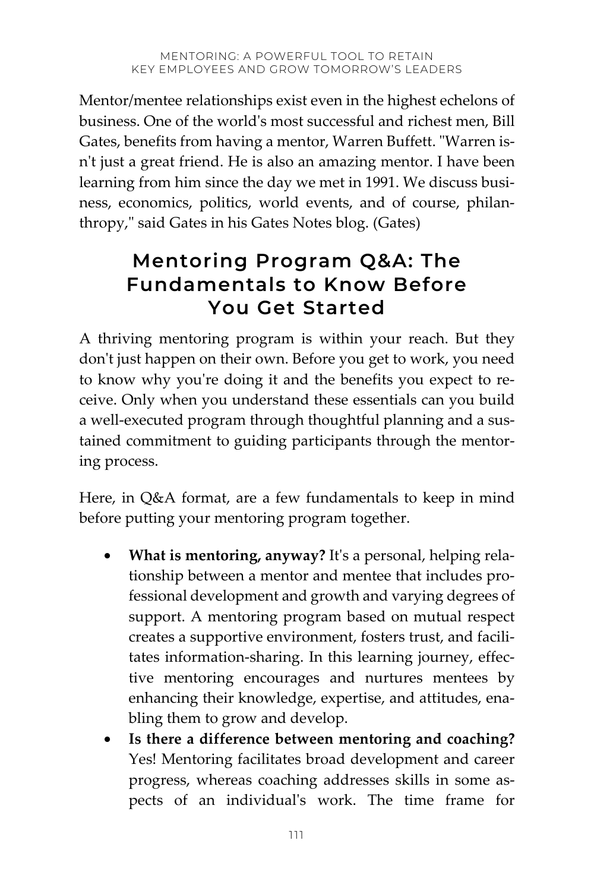Mentor/mentee relationships exist even in the highest echelons of business. One of the world's most successful and richest men, Bill Gates, benefits from having a mentor, Warren Buffett. "Warren isn't just a great friend. He is also an amazing mentor. I have been learning from him since the day we met in 1991. We discuss business, economics, politics, world events, and of course, philanthropy," said Gates in his Gates Notes blog. (Gates)

## Mentoring Program Q&A: The Fundamentals to Know Before You Get Started

A thriving mentoring program is within your reach. But they don't just happen on their own. Before you get to work, you need to know why you're doing it and the benefits you expect to receive. Only when you understand these essentials can you build a well-executed program through thoughtful planning and a sustained commitment to guiding participants through the mentoring process.

Here, in Q&A format, are a few fundamentals to keep in mind before putting your mentoring program together.

- **What is mentoring, anyway?** It's a personal, helping relationship between a mentor and mentee that includes professional development and growth and varying degrees of support. A mentoring program based on mutual respect creates a supportive environment, fosters trust, and facilitates information-sharing. In this learning journey, effective mentoring encourages and nurtures mentees by enhancing their knowledge, expertise, and attitudes, enabling them to grow and develop.
- **Is there a difference between mentoring and coaching?** Yes! Mentoring facilitates broad development and career progress, whereas coaching addresses skills in some aspects of an individual's work. The time frame for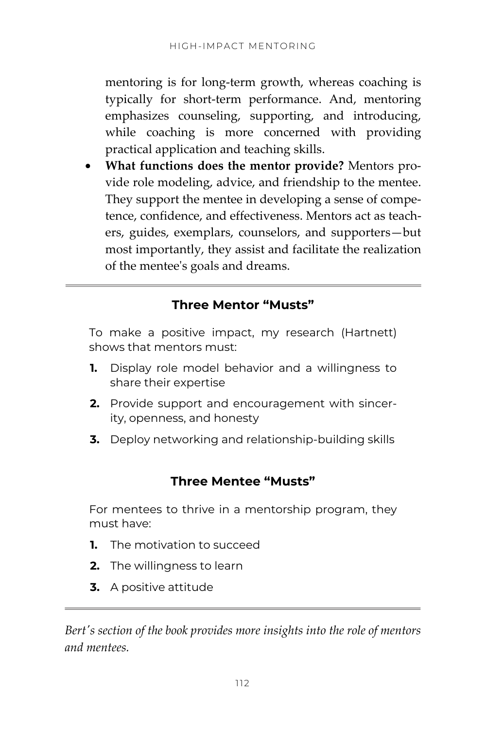mentoring is for long-term growth, whereas coaching is typically for short-term performance. And, mentoring emphasizes counseling, supporting, and introducing, while coaching is more concerned with providing practical application and teaching skills.

- **What functions does the mentor provide?** Mentors provide role modeling, advice, and friendship to the mentee. They support the mentee in developing a sense of competence, confidence, and effectiveness. Mentors act as teachers, guides, exemplars, counselors, and supporters—but most importantly, they assist and facilitate the realization of the mentee's goals and dreams.

---

### Three Mentor "Musts"

To make a positive impact, my research (Hartnett) shows that mentors must:

1. Display role model behavior and a willingness to share their expertise
2. Provide support and encouragement with sincerity, openness, and honesty
3. Deploy networking and relationship-building skills

### Three Mentee "Musts"

For mentees to thrive in a mentorship program, they must have:

1. The motivation to succeed
2. The willingness to learn
3. A positive attitude

---

*Bert's section of the book provides more insights into the role of mentors and mentees.*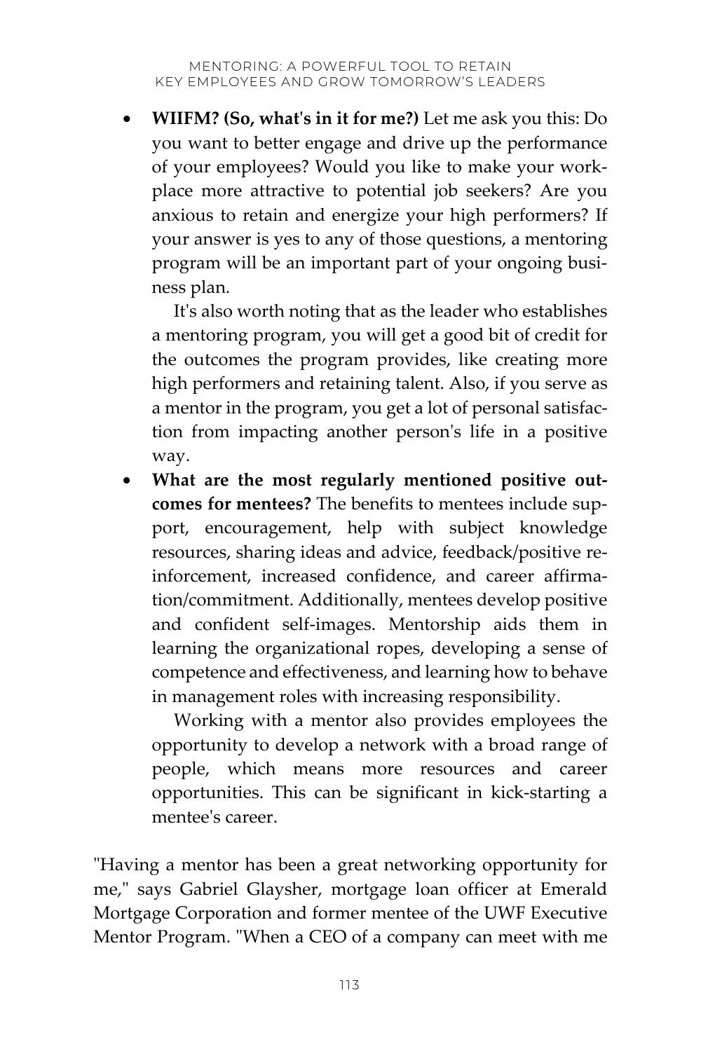- **WIIFM? (So, what's in it for me?)** Let me ask you this: Do you want to better engage and drive up the performance of your employees? Would you like to make your workplace more attractive to potential job seekers? Are you anxious to retain and energize your high performers? If your answer is yes to any of those questions, a mentoring program will be an important part of your ongoing business plan.

  It's also worth noting that as the leader who establishes a mentoring program, you will get a good bit of credit for the outcomes the program provides, like creating more high performers and retaining talent. Also, if you serve as a mentor in the program, you get a lot of personal satisfaction from impacting another person's life in a positive way.

- **What are the most regularly mentioned positive outcomes for mentees?** The benefits to mentees include support, encouragement, help with subject knowledge resources, sharing ideas and advice, feedback/positive reinforcement, increased confidence, and career affirmation/commitment. Additionally, mentees develop positive and confident self-images. Mentorship aids them in learning the organizational ropes, developing a sense of competence and effectiveness, and learning how to behave in management roles with increasing responsibility.

  Working with a mentor also provides employees the opportunity to develop a network with a broad range of people, which means more resources and career opportunities. This can be significant in kick-starting a mentee's career.

"Having a mentor has been a great networking opportunity for me," says Gabriel Glaysher, mortgage loan officer at Emerald Mortgage Corporation and former mentee of the UWF Executive Mentor Program. "When a CEO of a company can meet with me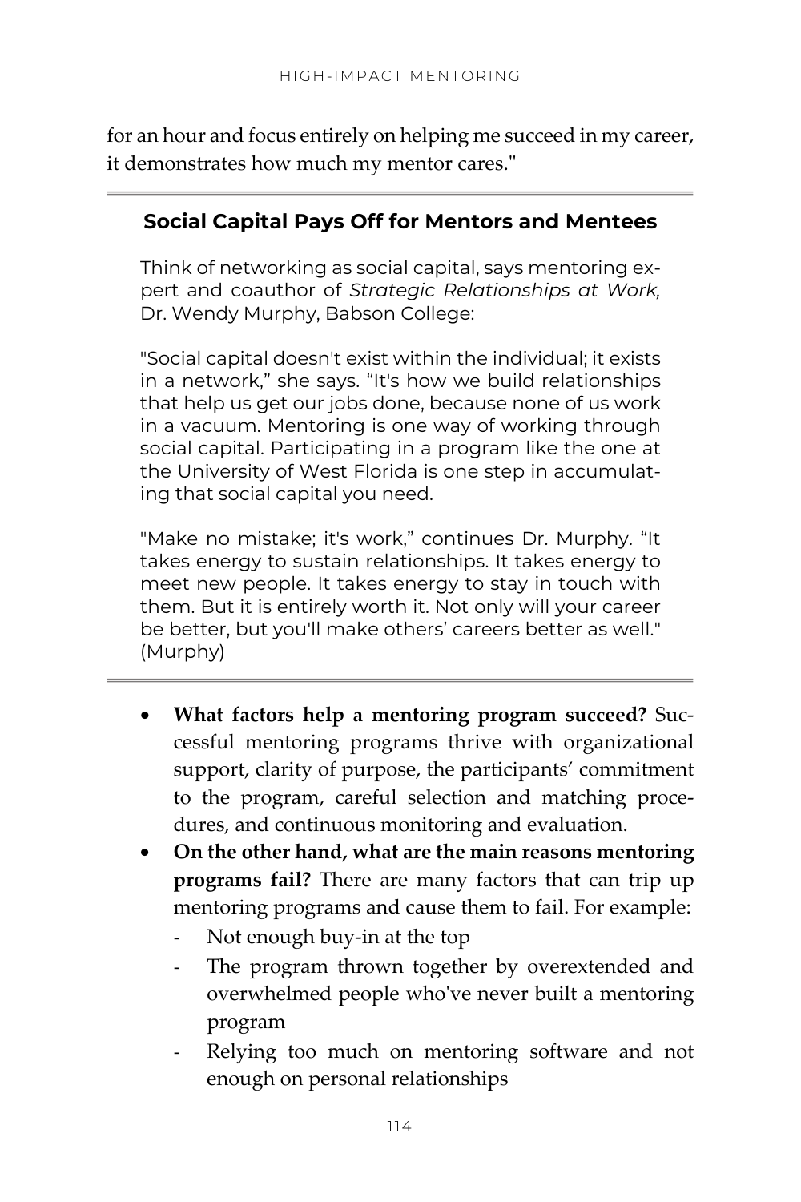for an hour and focus entirely on helping me succeed in my career, it demonstrates how much my mentor cares."

---

### Social Capital Pays Off for Mentors and Mentees

Think of networking as social capital, says mentoring expert and coauthor of *Strategic Relationships at Work,* Dr. Wendy Murphy, Babson College:

"Social capital doesn't exist within the individual; it exists in a network," she says. "It's how we build relationships that help us get our jobs done, because none of us work in a vacuum. Mentoring is one way of working through social capital. Participating in a program like the one at the University of West Florida is one step in accumulating that social capital you need.

"Make no mistake; it's work," continues Dr. Murphy. "It takes energy to sustain relationships. It takes energy to meet new people. It takes energy to stay in touch with them. But it is entirely worth it. Not only will your career be better, but you'll make others' careers better as well." (Murphy)

---

- **What factors help a mentoring program succeed?** Successful mentoring programs thrive with organizational support, clarity of purpose, the participants' commitment to the program, careful selection and matching procedures, and continuous monitoring and evaluation.
- **On the other hand, what are the main reasons mentoring programs fail?** There are many factors that can trip up mentoring programs and cause them to fail. For example:
  - Not enough buy-in at the top
  - The program thrown together by overextended and overwhelmed people who've never built a mentoring program
  - Relying too much on mentoring software and not enough on personal relationships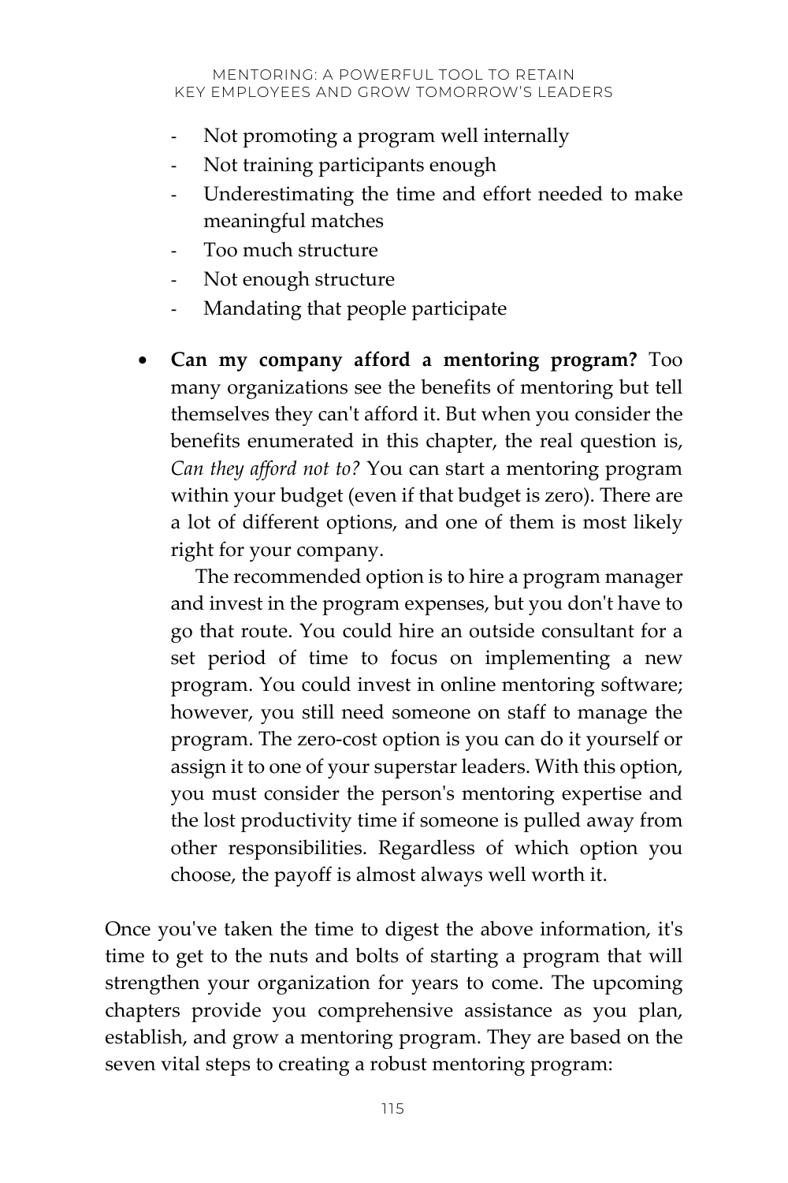- Not promoting a program well internally
- Not training participants enough
- Underestimating the time and effort needed to make meaningful matches
- Too much structure
- Not enough structure
- Mandating that people participate

- **Can my company afford a mentoring program?** Too many organizations see the benefits of mentoring but tell themselves they can't afford it. But when you consider the benefits enumerated in this chapter, the real question is, *Can they afford not to?* You can start a mentoring program within your budget (even if that budget is zero). There are a lot of different options, and one of them is most likely right for your company.

  The recommended option is to hire a program manager and invest in the program expenses, but you don't have to go that route. You could hire an outside consultant for a set period of time to focus on implementing a new program. You could invest in online mentoring software; however, you still need someone on staff to manage the program. The zero-cost option is you can do it yourself or assign it to one of your superstar leaders. With this option, you must consider the person's mentoring expertise and the lost productivity time if someone is pulled away from other responsibilities. Regardless of which option you choose, the payoff is almost always well worth it.

Once you've taken the time to digest the above information, it's time to get to the nuts and bolts of starting a program that will strengthen your organization for years to come. The upcoming chapters provide you comprehensive assistance as you plan, establish, and grow a mentoring program. They are based on the seven vital steps to creating a robust mentoring program: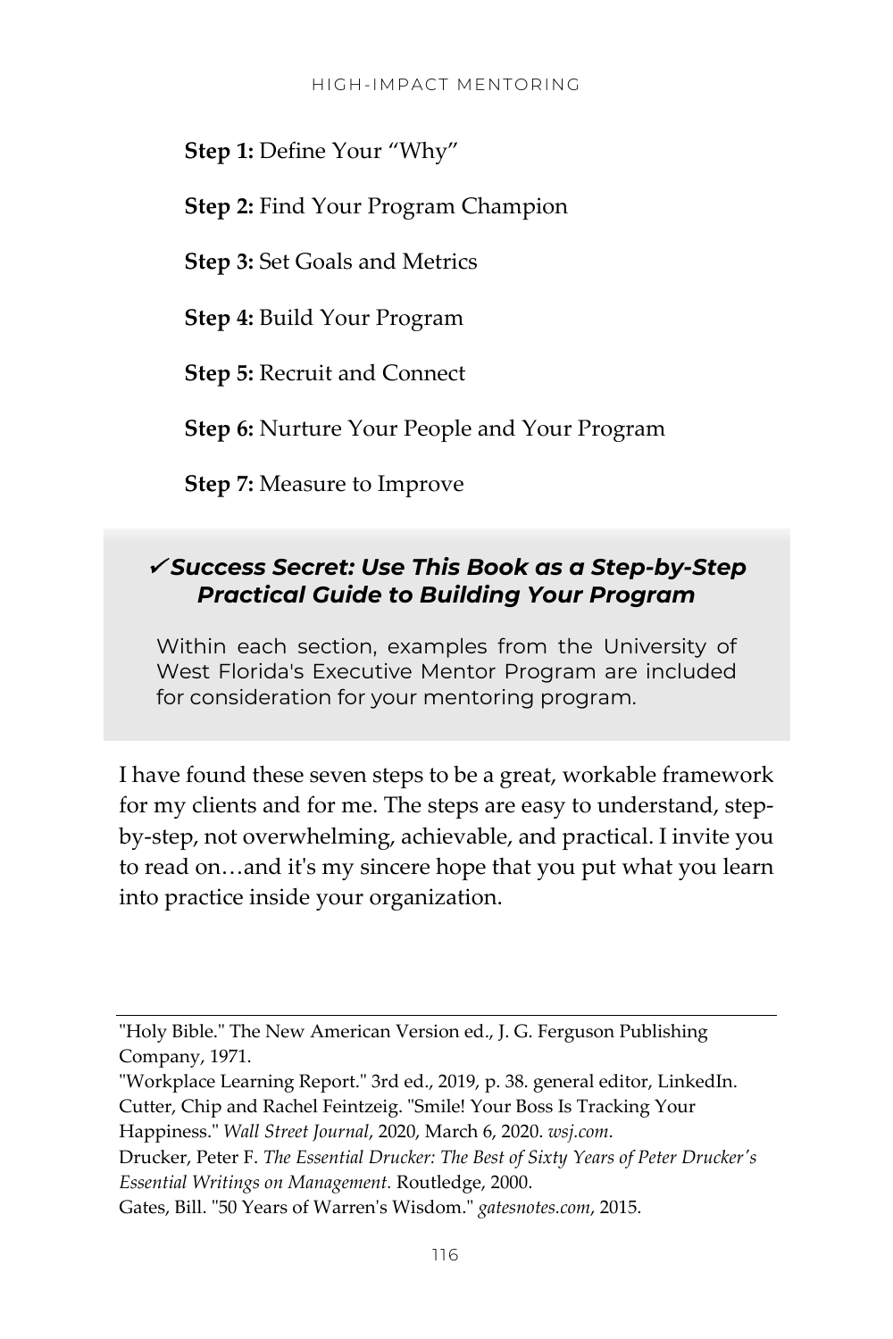**Step 1:** Define Your “Why”

**Step 2:** Find Your Program Champion

**Step 3:** Set Goals and Metrics

**Step 4:** Build Your Program

**Step 5:** Recruit and Connect

**Step 6:** Nurture Your People and Your Program

**Step 7:** Measure to Improve

> ***✓Success Secret: Use This Book as a Step-by-Step Practical Guide to Building Your Program***
>
> Within each section, examples from the University of West Florida's Executive Mentor Program are included for consideration for your mentoring program.

I have found these seven steps to be a great, workable framework for my clients and for me. The steps are easy to understand, step-by-step, not overwhelming, achievable, and practical. I invite you to read on…and it's my sincere hope that you put what you learn into practice inside your organization.

---

"Holy Bible." The New American Version ed., J. G. Ferguson Publishing Company, 1971.

"Workplace Learning Report." 3rd ed., 2019, p. 38. general editor, LinkedIn.

Cutter, Chip and Rachel Feintzeig. "Smile! Your Boss Is Tracking Your Happiness." *Wall Street Journal*, 2020, March 6, 2020. *wsj.com*.

Drucker, Peter F. *The Essential Drucker: The Best of Sixty Years of Peter Drucker's Essential Writings on Management.* Routledge, 2000.

Gates, Bill. "50 Years of Warren's Wisdom." *gatesnotes.com*, 2015.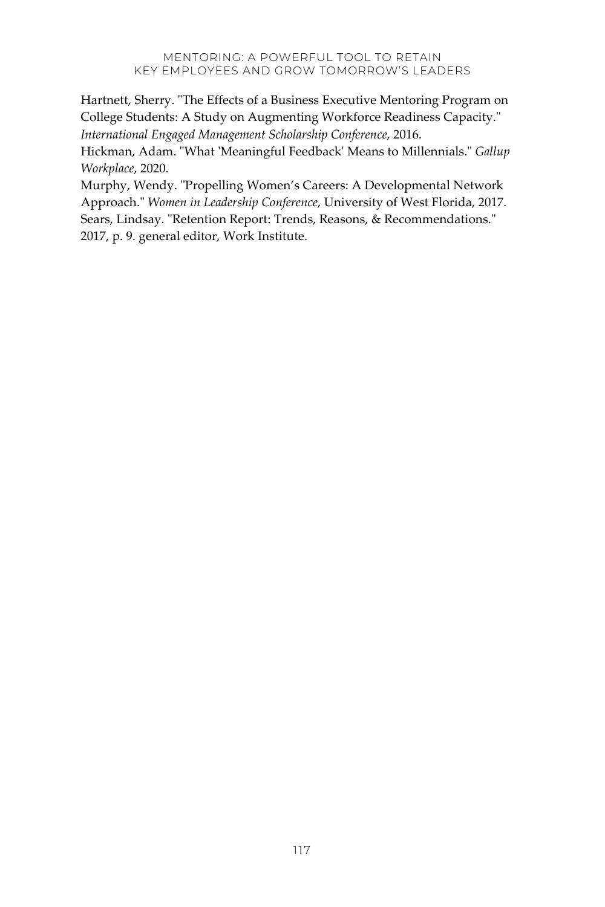Hartnett, Sherry. "The Effects of a Business Executive Mentoring Program on College Students: A Study on Augmenting Workforce Readiness Capacity." *International Engaged Management Scholarship Conference*, 2016.

Hickman, Adam. "What 'Meaningful Feedback' Means to Millennials." *Gallup Workplace*, 2020.

Murphy, Wendy. "Propelling Women's Careers: A Developmental Network Approach." *Women in Leadership Conference*, University of West Florida, 2017.

Sears, Lindsay. "Retention Report: Trends, Reasons, & Recommendations." 2017, p. 9. general editor, Work Institute.